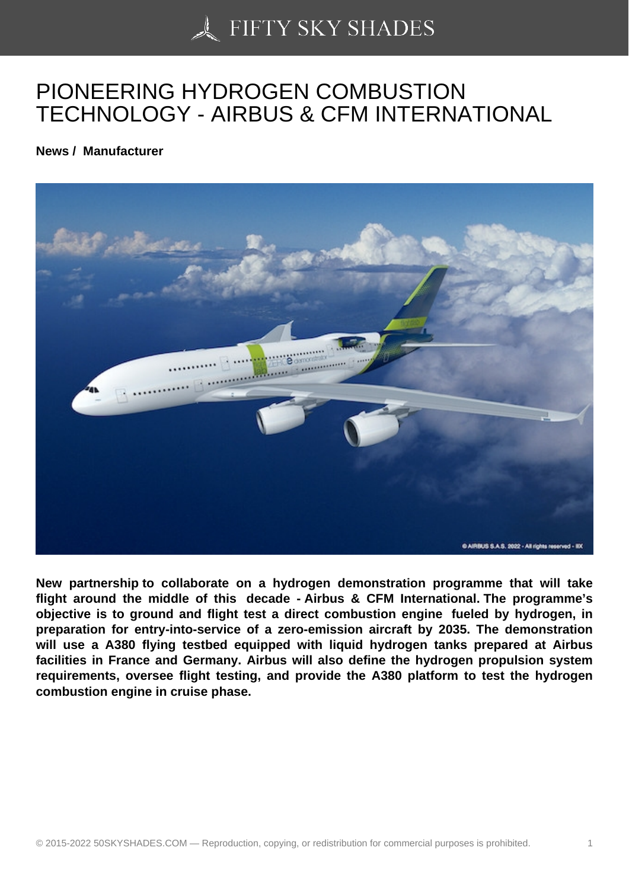# PIONEERING HYDROGEN COMBUSTION TECHNOLOGY - AIRBUS & CFM INTERNATIONAL

**News / Manufacturer**

**New partnership to collaborate on a hydrogen demonstration programme that will take flight around the middle of this decade - Airbus & CFM International. The programme's objective is to ground and flight test a direct combustion engine fueled by hydrogen, in preparation for entry-into-service of a zero-emission aircraft by 2035. The demonstration will use a A380 flying testbed equipped with liquid hydrogen tanks prepared at Airbus facilities in France and Germany. Airbus will also define the hydrogen propulsion system requirements, oversee flight testing, and provide the A380 platform to test the hydrogen combustion engine in cruise phase.**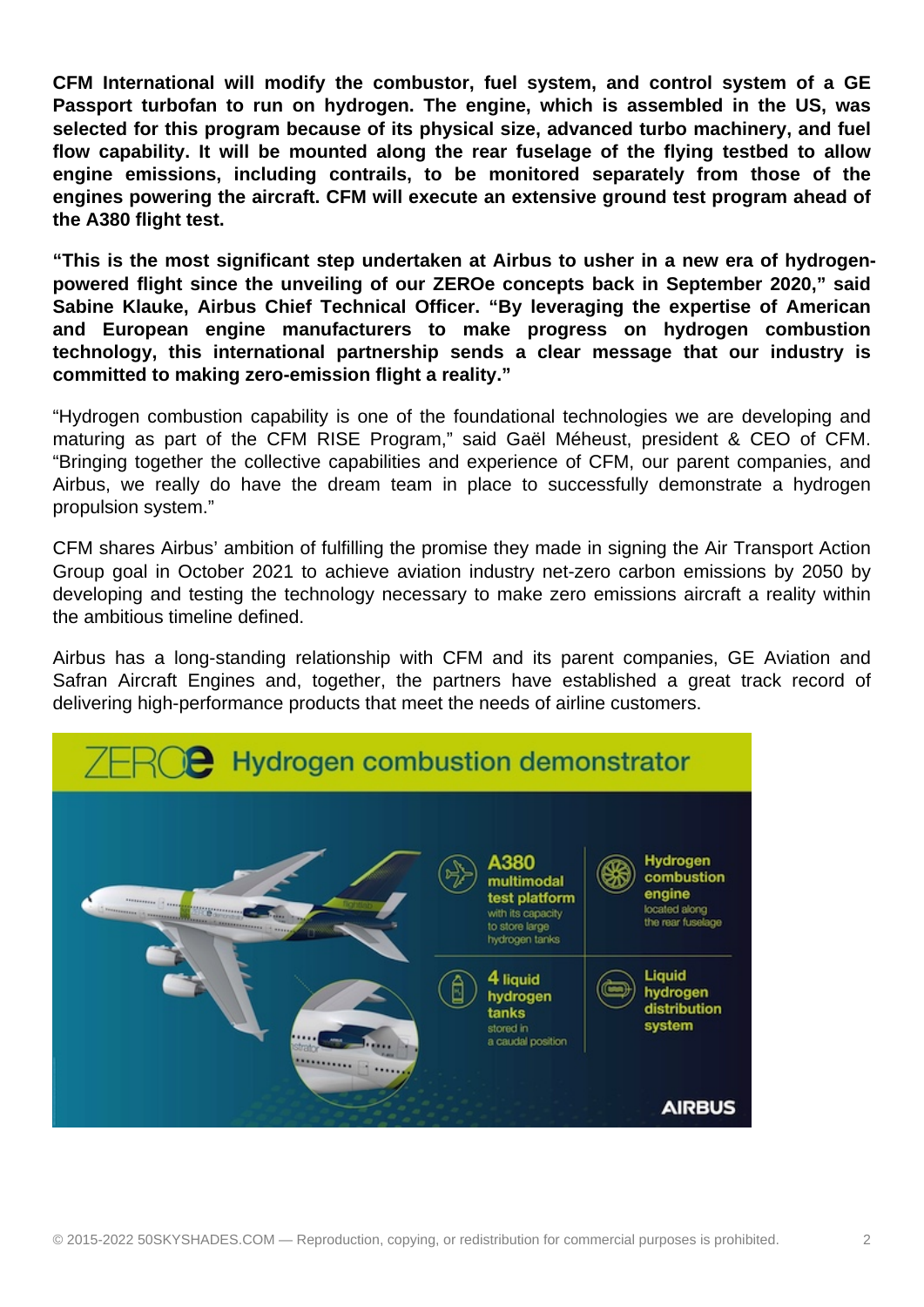**CFM International will modify the combustor, fuel system, and control system of a GE Passport turbofan to run on hydrogen. The engine, which is assembled in the US, was selected for this program because of its physical size, advanced turbo machinery, and fuel flow capability. It will be mounted along the rear fuselage of the flying testbed to allow engine emissions, including contrails, to be monitored separately from those of the engines powering the aircraft. CFM will execute an extensive ground test program ahead of the A380 flight test.**

**"This is the most significant step undertaken at Airbus to usher in a new era of hydrogen-powered flight since the unveiling of our ZEROe concepts back in September 2020," said Sabine Klauke, Airbus Chief Technical Officer. "By leveraging the expertise of American and European engine manufacturers to make progress on hydrogen combustion technology, this international partnership sends a clear message that our industry is committed to making zero-emission flight a reality."**

"Hydrogen combustion capability is one of the foundational technologies we are developing and maturing as part of the CFM RISE Program," said Gaël Méheust, president & CEO of CFM. "Bringing together the collective capabilities and experience of CFM, our parent companies, and Airbus, we really do have the dream team in place to successfully demonstrate a hydrogen propulsion system."

CFM shares Airbus' ambition of fulfilling the promise they made in signing the Air Transport Action Group goal in October 2021 to achieve aviation industry net-zero carbon emissions by 2050 by developing and testing the technology necessary to make zero emissions aircraft a reality within the ambitious timeline defined.

Airbus has a long-standing relationship with CFM and its parent companies, GE Aviation and Safran Aircraft Engines and, together, the partners have established a great track record of delivering high-performance products that meet the needs of airline customers.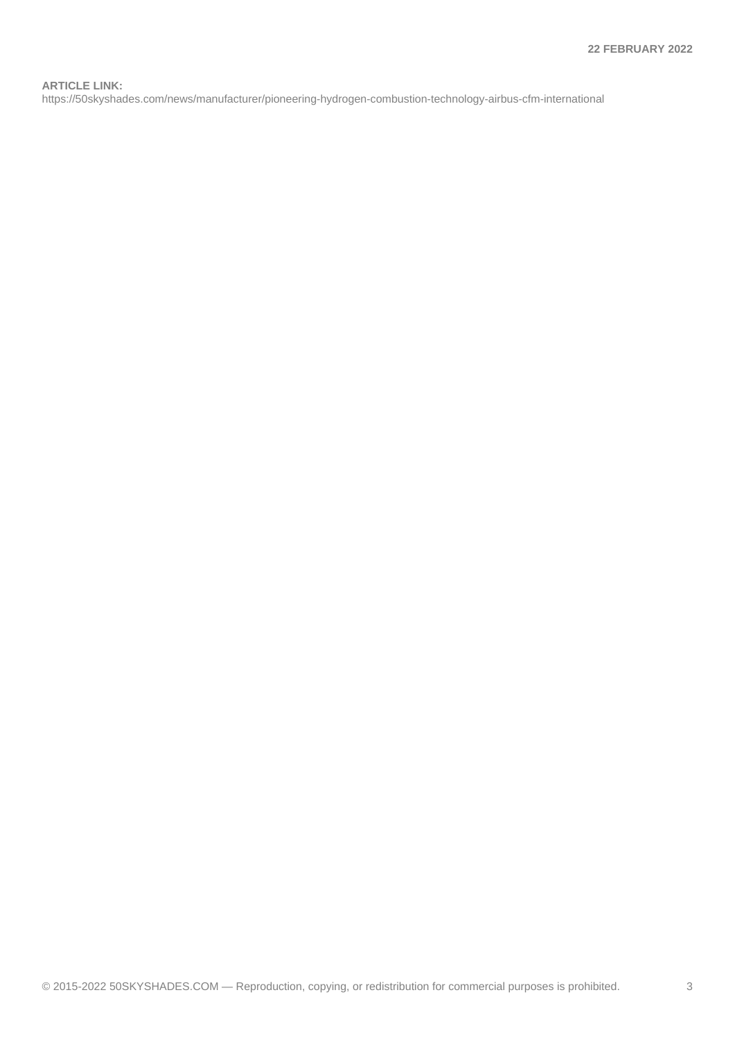**ARTICLE LINK:**
https://50skyshades.com/news/manufacturer/pioneering-hydrogen-combustion-technology-airbus-cfm-international